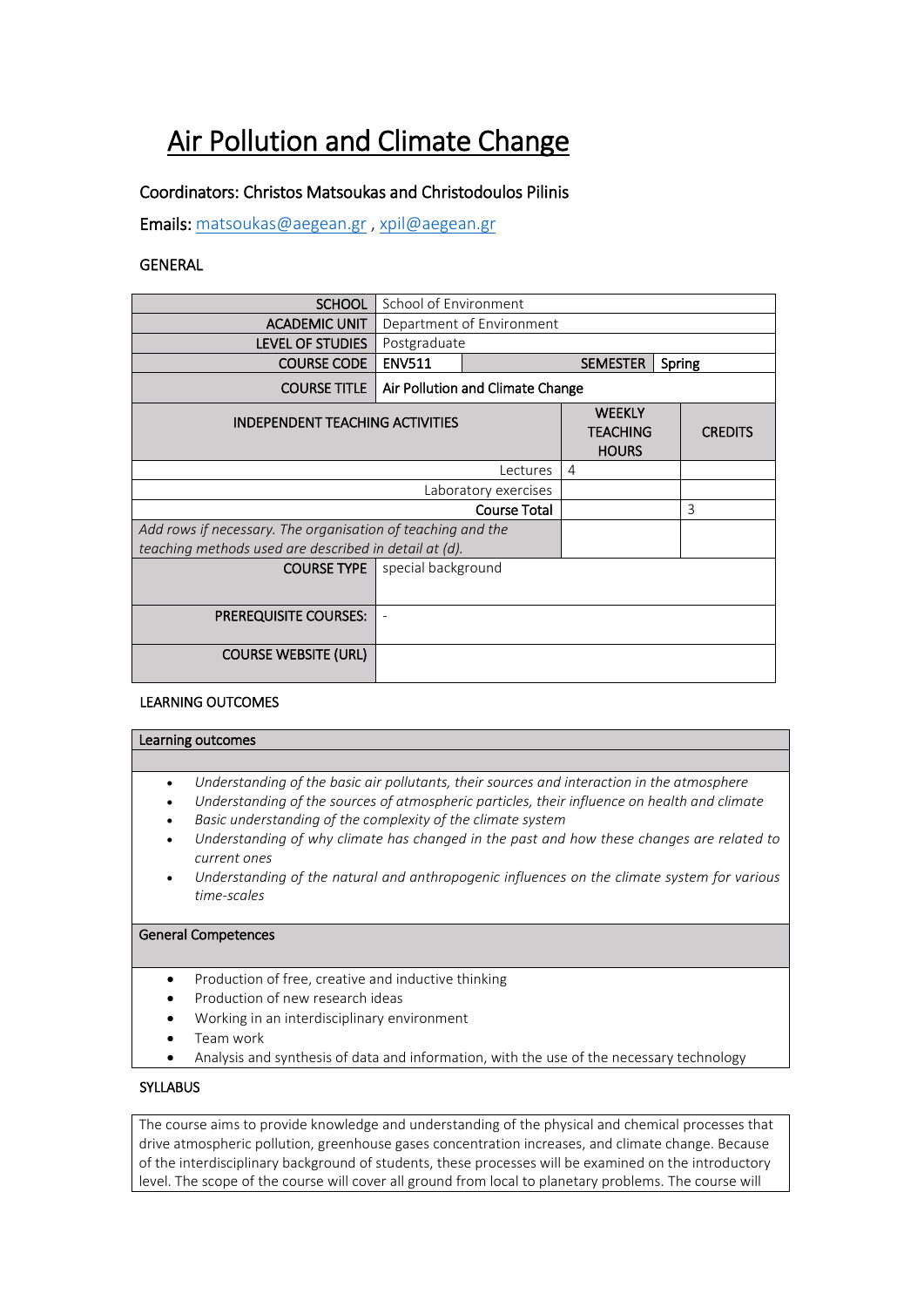# Air Pollution and Climate Change

Coordinators: Christos Matsoukas and Christodoulos Pilinis

Emails: matsoukas@aegean.gr , xpil@aegean.gr

## GENERAL

| | | | | |
|---|---|---|---|---|
| SCHOOL | School of Environment | | | |
| ACADEMIC UNIT | Department of Environment | | | |
| LEVEL OF STUDIES | Postgraduate | | | |
| COURSE CODE | **ENV511** | | SEMESTER | Spring |
| COURSE TITLE | **Air Pollution and Climate Change** | | | |
| INDEPENDENT TEACHING ACTIVITIES | | | WEEKLY TEACHING HOURS | CREDITS |
| Lectures | | | 4 | |
| Laboratory exercises | | | | |
| Course Total | | | | 3 |
| *Add rows if necessary. The organisation of teaching and the teaching methods used are described in detail at (d).* | | | | |
| COURSE TYPE | special background | | | |
| PREREQUISITE COURSES: | - | | | |
| COURSE WEBSITE (URL) | | | | |

## LEARNING OUTCOMES

### Learning outcomes

- *Understanding of the basic air pollutants, their sources and interaction in the atmosphere*
- *Understanding of the sources of atmospheric particles, their influence on health and climate*
- *Basic understanding of the complexity of the climate system*
- *Understanding of why climate has changed in the past and how these changes are related to current ones*
- *Understanding of the natural and anthropogenic influences on the climate system for various time-scales*

### General Competences

- Production of free, creative and inductive thinking
- Production of new research ideas
- Working in an interdisciplinary environment
- Team work
- Analysis and synthesis of data and information, with the use of the necessary technology

## SYLLABUS

The course aims to provide knowledge and understanding of the physical and chemical processes that drive atmospheric pollution, greenhouse gases concentration increases, and climate change. Because of the interdisciplinary background of students, these processes will be examined on the introductory level. The scope of the course will cover all ground from local to planetary problems. The course will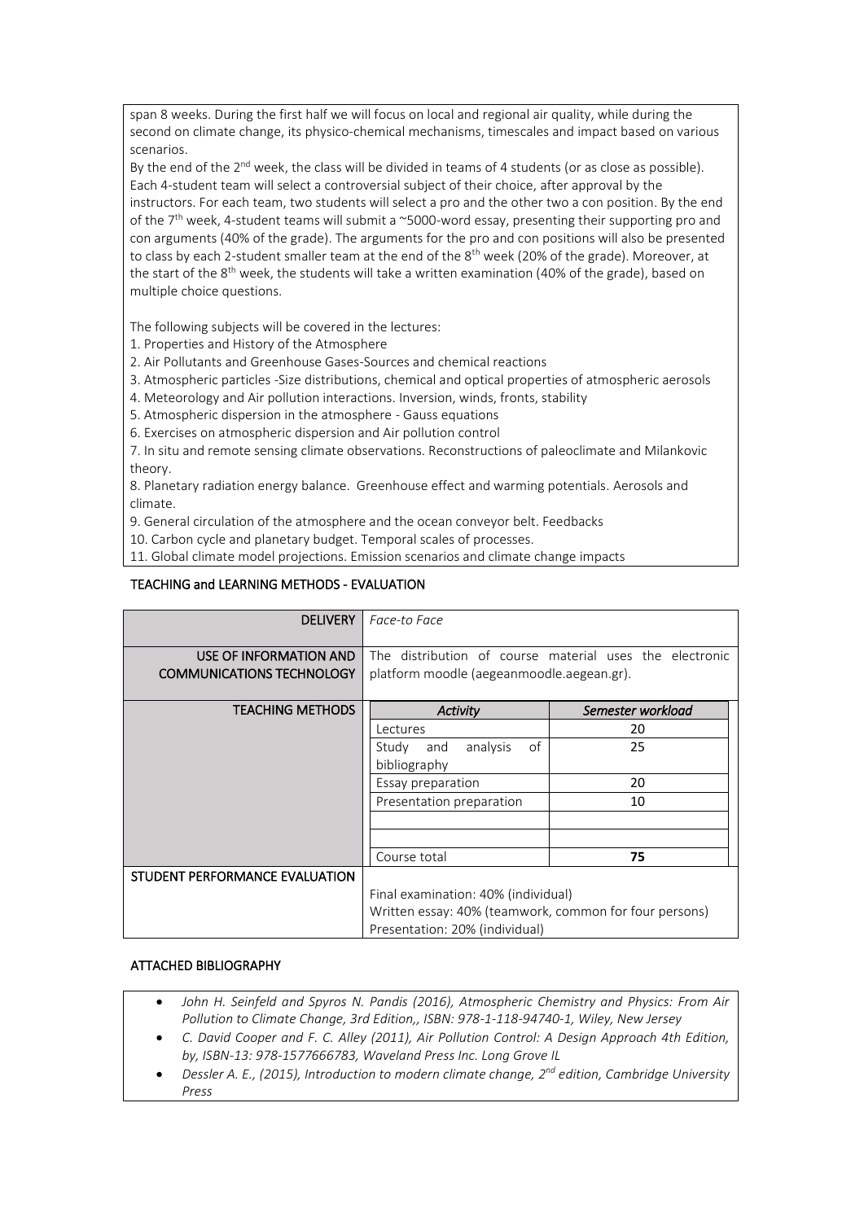span 8 weeks. During the first half we will focus on local and regional air quality, while during the second on climate change, its physico-chemical mechanisms, timescales and impact based on various scenarios.

By the end of the 2nd week, the class will be divided in teams of 4 students (or as close as possible). Each 4-student team will select a controversial subject of their choice, after approval by the instructors. For each team, two students will select a pro and the other two a con position. By the end of the 7th week, 4-student teams will submit a ~5000-word essay, presenting their supporting pro and con arguments (40% of the grade). The arguments for the pro and con positions will also be presented to class by each 2-student smaller team at the end of the 8th week (20% of the grade). Moreover, at the start of the 8th week, the students will take a written examination (40% of the grade), based on multiple choice questions.

The following subjects will be covered in the lectures:

1. Properties and History of the Atmosphere
2. Air Pollutants and Greenhouse Gases-Sources and chemical reactions
3. Atmospheric particles -Size distributions, chemical and optical properties of atmospheric aerosols
4. Meteorology and Air pollution interactions. Inversion, winds, fronts, stability
5. Atmospheric dispersion in the atmosphere - Gauss equations
6. Exercises on atmospheric dispersion and Air pollution control
7. In situ and remote sensing climate observations. Reconstructions of paleoclimate and Milankovic theory.
8. Planetary radiation energy balance. Greenhouse effect and warming potentials. Aerosols and climate.
9. General circulation of the atmosphere and the ocean conveyor belt. Feedbacks
10. Carbon cycle and planetary budget. Temporal scales of processes.
11. Global climate model projections. Emission scenarios and climate change impacts

## TEACHING and LEARNING METHODS - EVALUATION

| | | |
|---|---|---|
| DELIVERY | *Face-to Face* | |
| USE OF INFORMATION AND COMMUNICATIONS TECHNOLOGY | The distribution of course material uses the electronic platform moodle (aegeanmoodle.aegean.gr). | |
| TEACHING METHODS | ***Activity*** | ***Semester workload*** |
| | Lectures | 20 |
| | Study and analysis of bibliography | 25 |
| | Essay preparation | 20 |
| | Presentation preparation | 10 |
| | | |
| | | |
| | Course total | **75** |
| STUDENT PERFORMANCE EVALUATION | Final examination: 40% (individual)<br>Written essay: 40% (teamwork, common for four persons)<br>Presentation: 20% (individual) | |

## ATTACHED BIBLIOGRAPHY

- *John H. Seinfeld and Spyros N. Pandis (2016), Atmospheric Chemistry and Physics: From Air Pollution to Climate Change, 3rd Edition,, ISBN: 978-1-118-94740-1, Wiley, New Jersey*
- *C. David Cooper and F. C. Alley (2011), Air Pollution Control: A Design Approach 4th Edition, by, ISBN-13: 978-1577666783, Waveland Press Inc. Long Grove IL*
- *Dessler A. E., (2015), Introduction to modern climate change, 2nd edition, Cambridge University Press*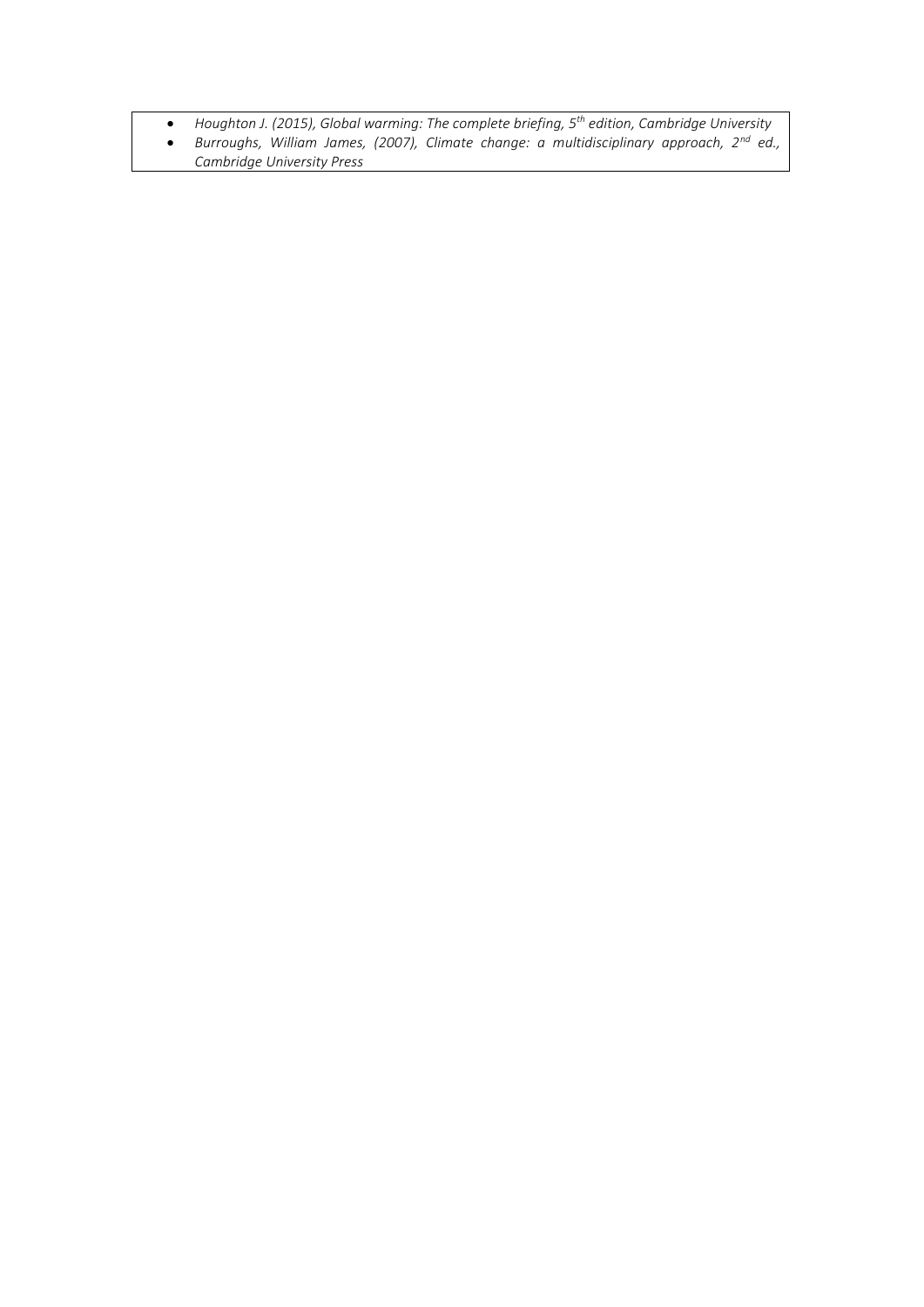- *Houghton J. (2015), Global warming: The complete briefing, 5th edition, Cambridge University*
- *Burroughs, William James, (2007), Climate change: a multidisciplinary approach, 2nd ed., Cambridge University Press*